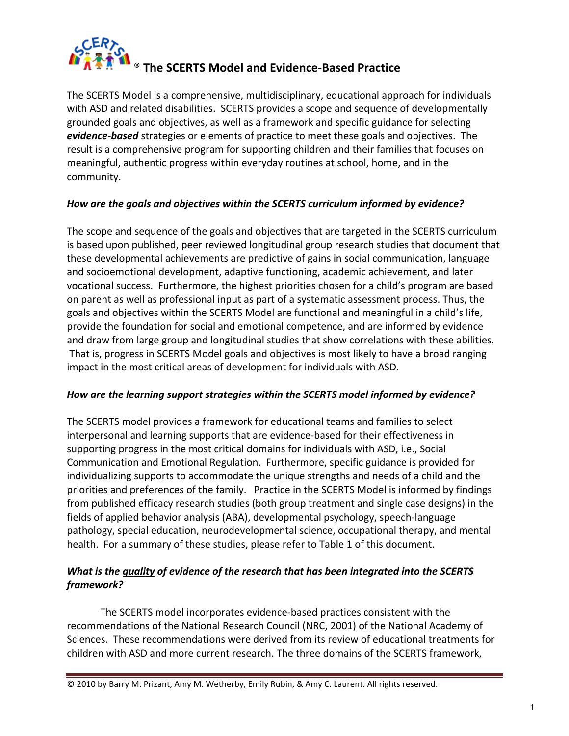# ® The SCERTS Model and Evidence-Based Practice

The SCERTS Model is a comprehensive, multidisciplinary, educational approach for individuals with ASD and related disabilities. SCERTS provides a scope and sequence of developmentally grounded goals and objectives, as well as a framework and specific guidance for selecting ***evidence-based*** strategies or elements of practice to meet these goals and objectives. The result is a comprehensive program for supporting children and their families that focuses on meaningful, authentic progress within everyday routines at school, home, and in the community.

***How are the goals and objectives within the SCERTS curriculum informed by evidence?***

The scope and sequence of the goals and objectives that are targeted in the SCERTS curriculum is based upon published, peer reviewed longitudinal group research studies that document that these developmental achievements are predictive of gains in social communication, language and socioemotional development, adaptive functioning, academic achievement, and later vocational success. Furthermore, the highest priorities chosen for a child's program are based on parent as well as professional input as part of a systematic assessment process. Thus, the goals and objectives within the SCERTS Model are functional and meaningful in a child's life, provide the foundation for social and emotional competence, and are informed by evidence and draw from large group and longitudinal studies that show correlations with these abilities. That is, progress in SCERTS Model goals and objectives is most likely to have a broad ranging impact in the most critical areas of development for individuals with ASD.

***How are the learning support strategies within the SCERTS model informed by evidence?***

The SCERTS model provides a framework for educational teams and families to select interpersonal and learning supports that are evidence-based for their effectiveness in supporting progress in the most critical domains for individuals with ASD, i.e., Social Communication and Emotional Regulation. Furthermore, specific guidance is provided for individualizing supports to accommodate the unique strengths and needs of a child and the priorities and preferences of the family. Practice in the SCERTS Model is informed by findings from published efficacy research studies (both group treatment and single case designs) in the fields of applied behavior analysis (ABA), developmental psychology, speech-language pathology, special education, neurodevelopmental science, occupational therapy, and mental health. For a summary of these studies, please refer to Table 1 of this document.

***What is the <u>quality</u> of evidence of the research that has been integrated into the SCERTS framework?***

The SCERTS model incorporates evidence-based practices consistent with the recommendations of the National Research Council (NRC, 2001) of the National Academy of Sciences. These recommendations were derived from its review of educational treatments for children with ASD and more current research. The three domains of the SCERTS framework,

© 2010 by Barry M. Prizant, Amy M. Wetherby, Emily Rubin, & Amy C. Laurent. All rights reserved.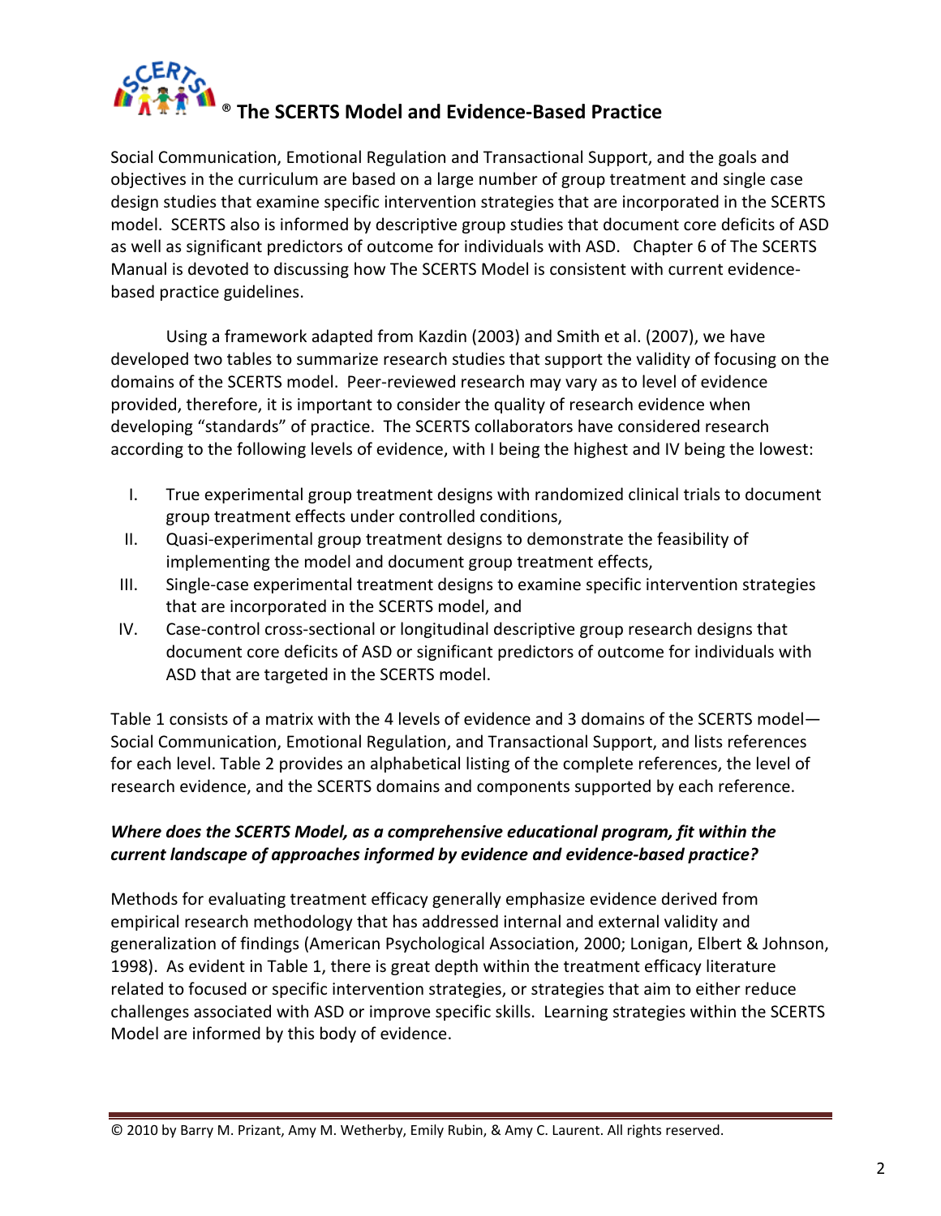Social Communication, Emotional Regulation and Transactional Support, and the goals and objectives in the curriculum are based on a large number of group treatment and single case design studies that examine specific intervention strategies that are incorporated in the SCERTS model. SCERTS also is informed by descriptive group studies that document core deficits of ASD as well as significant predictors of outcome for individuals with ASD. Chapter 6 of The SCERTS Manual is devoted to discussing how The SCERTS Model is consistent with current evidence-based practice guidelines.

Using a framework adapted from Kazdin (2003) and Smith et al. (2007), we have developed two tables to summarize research studies that support the validity of focusing on the domains of the SCERTS model. Peer-reviewed research may vary as to level of evidence provided, therefore, it is important to consider the quality of research evidence when developing "standards" of practice. The SCERTS collaborators have considered research according to the following levels of evidence, with I being the highest and IV being the lowest:

I. True experimental group treatment designs with randomized clinical trials to document group treatment effects under controlled conditions,
II. Quasi-experimental group treatment designs to demonstrate the feasibility of implementing the model and document group treatment effects,
III. Single-case experimental treatment designs to examine specific intervention strategies that are incorporated in the SCERTS model, and
IV. Case-control cross-sectional or longitudinal descriptive group research designs that document core deficits of ASD or significant predictors of outcome for individuals with ASD that are targeted in the SCERTS model.

Table 1 consists of a matrix with the 4 levels of evidence and 3 domains of the SCERTS model—Social Communication, Emotional Regulation, and Transactional Support, and lists references for each level. Table 2 provides an alphabetical listing of the complete references, the level of research evidence, and the SCERTS domains and components supported by each reference.

***Where does the SCERTS Model, as a comprehensive educational program, fit within the current landscape of approaches informed by evidence and evidence-based practice?***

Methods for evaluating treatment efficacy generally emphasize evidence derived from empirical research methodology that has addressed internal and external validity and generalization of findings (American Psychological Association, 2000; Lonigan, Elbert & Johnson, 1998). As evident in Table 1, there is great depth within the treatment efficacy literature related to focused or specific intervention strategies, or strategies that aim to either reduce challenges associated with ASD or improve specific skills. Learning strategies within the SCERTS Model are informed by this body of evidence.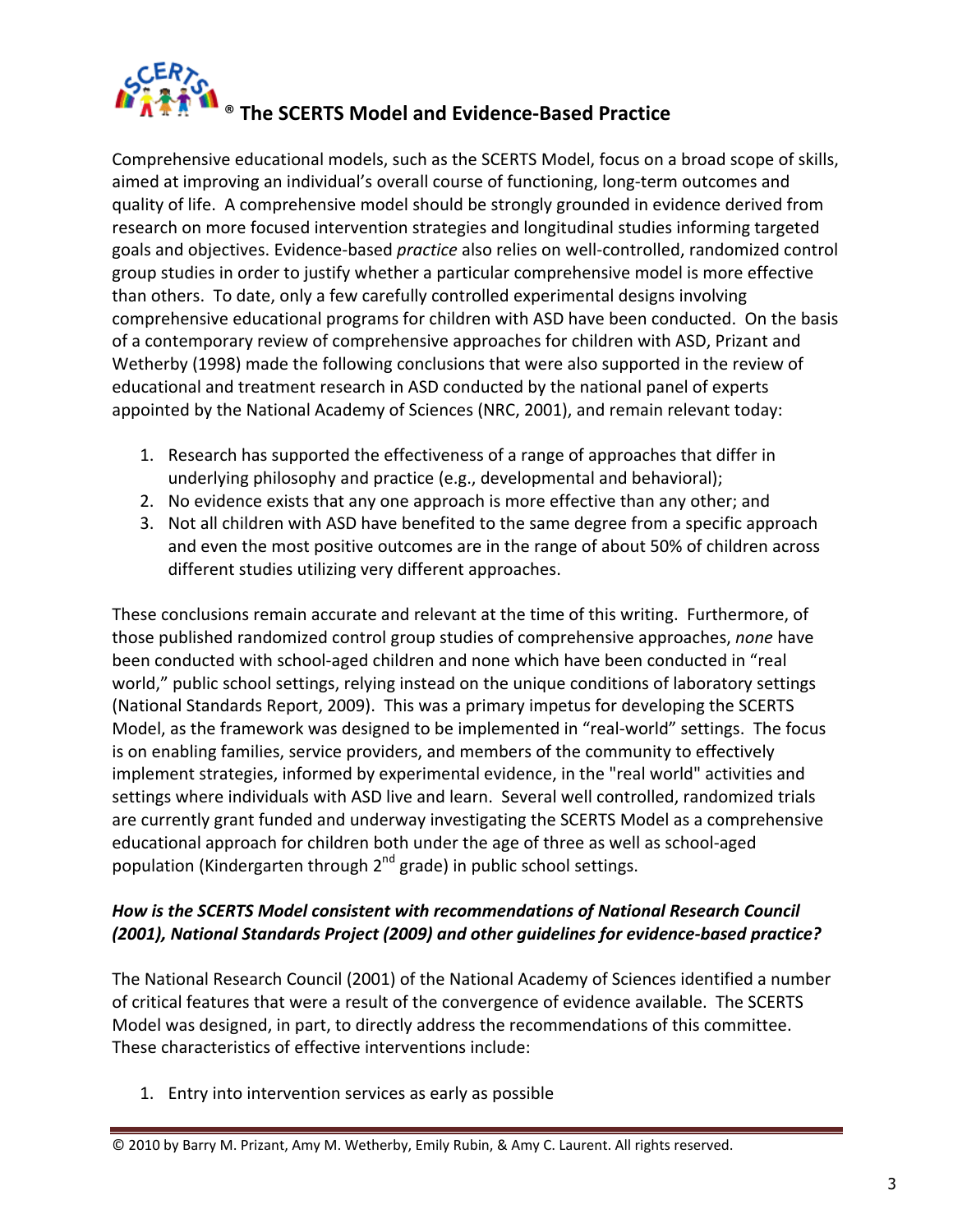Comprehensive educational models, such as the SCERTS Model, focus on a broad scope of skills, aimed at improving an individual's overall course of functioning, long-term outcomes and quality of life. A comprehensive model should be strongly grounded in evidence derived from research on more focused intervention strategies and longitudinal studies informing targeted goals and objectives. Evidence-based *practice* also relies on well-controlled, randomized control group studies in order to justify whether a particular comprehensive model is more effective than others. To date, only a few carefully controlled experimental designs involving comprehensive educational programs for children with ASD have been conducted. On the basis of a contemporary review of comprehensive approaches for children with ASD, Prizant and Wetherby (1998) made the following conclusions that were also supported in the review of educational and treatment research in ASD conducted by the national panel of experts appointed by the National Academy of Sciences (NRC, 2001), and remain relevant today:

1. Research has supported the effectiveness of a range of approaches that differ in underlying philosophy and practice (e.g., developmental and behavioral);
2. No evidence exists that any one approach is more effective than any other; and
3. Not all children with ASD have benefited to the same degree from a specific approach and even the most positive outcomes are in the range of about 50% of children across different studies utilizing very different approaches.

These conclusions remain accurate and relevant at the time of this writing. Furthermore, of those published randomized control group studies of comprehensive approaches, *none* have been conducted with school-aged children and none which have been conducted in "real world," public school settings, relying instead on the unique conditions of laboratory settings (National Standards Report, 2009). This was a primary impetus for developing the SCERTS Model, as the framework was designed to be implemented in "real-world" settings. The focus is on enabling families, service providers, and members of the community to effectively implement strategies, informed by experimental evidence, in the "real world" activities and settings where individuals with ASD live and learn. Several well controlled, randomized trials are currently grant funded and underway investigating the SCERTS Model as a comprehensive educational approach for children both under the age of three as well as school-aged population (Kindergarten through 2nd grade) in public school settings.

***How is the SCERTS Model consistent with recommendations of National Research Council (2001), National Standards Project (2009) and other guidelines for evidence-based practice?***

The National Research Council (2001) of the National Academy of Sciences identified a number of critical features that were a result of the convergence of evidence available. The SCERTS Model was designed, in part, to directly address the recommendations of this committee. These characteristics of effective interventions include:

1. Entry into intervention services as early as possible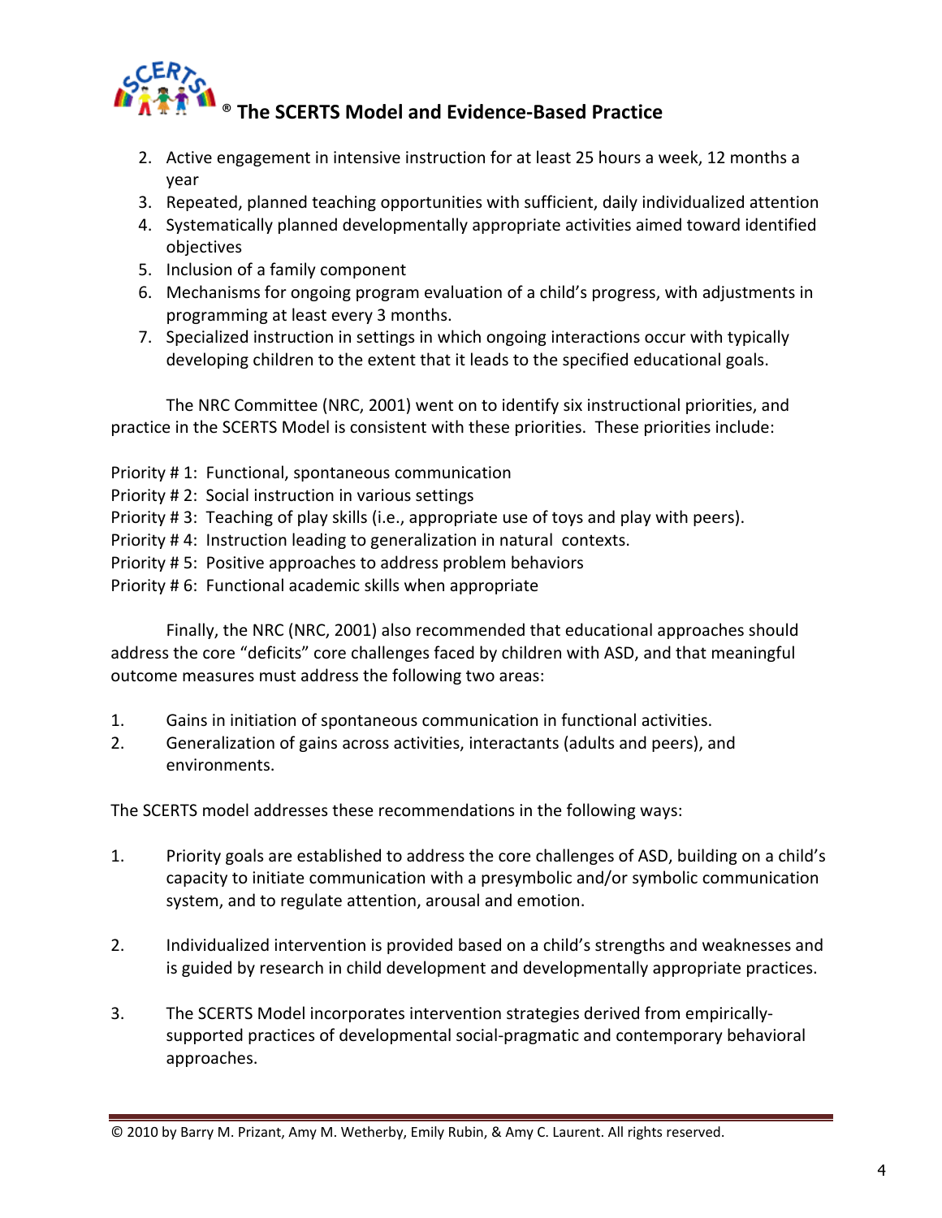2. Active engagement in intensive instruction for at least 25 hours a week, 12 months a year
3. Repeated, planned teaching opportunities with sufficient, daily individualized attention
4. Systematically planned developmentally appropriate activities aimed toward identified objectives
5. Inclusion of a family component
6. Mechanisms for ongoing program evaluation of a child's progress, with adjustments in programming at least every 3 months.
7. Specialized instruction in settings in which ongoing interactions occur with typically developing children to the extent that it leads to the specified educational goals.

The NRC Committee (NRC, 2001) went on to identify six instructional priorities, and practice in the SCERTS Model is consistent with these priorities. These priorities include:

Priority # 1: Functional, spontaneous communication
Priority # 2: Social instruction in various settings
Priority # 3: Teaching of play skills (i.e., appropriate use of toys and play with peers).
Priority # 4: Instruction leading to generalization in natural contexts.
Priority # 5: Positive approaches to address problem behaviors
Priority # 6: Functional academic skills when appropriate

Finally, the NRC (NRC, 2001) also recommended that educational approaches should address the core "deficits" core challenges faced by children with ASD, and that meaningful outcome measures must address the following two areas:

1. Gains in initiation of spontaneous communication in functional activities.
2. Generalization of gains across activities, interactants (adults and peers), and environments.

The SCERTS model addresses these recommendations in the following ways:

1. Priority goals are established to address the core challenges of ASD, building on a child's capacity to initiate communication with a presymbolic and/or symbolic communication system, and to regulate attention, arousal and emotion.

2. Individualized intervention is provided based on a child's strengths and weaknesses and is guided by research in child development and developmentally appropriate practices.

3. The SCERTS Model incorporates intervention strategies derived from empirically-supported practices of developmental social-pragmatic and contemporary behavioral approaches.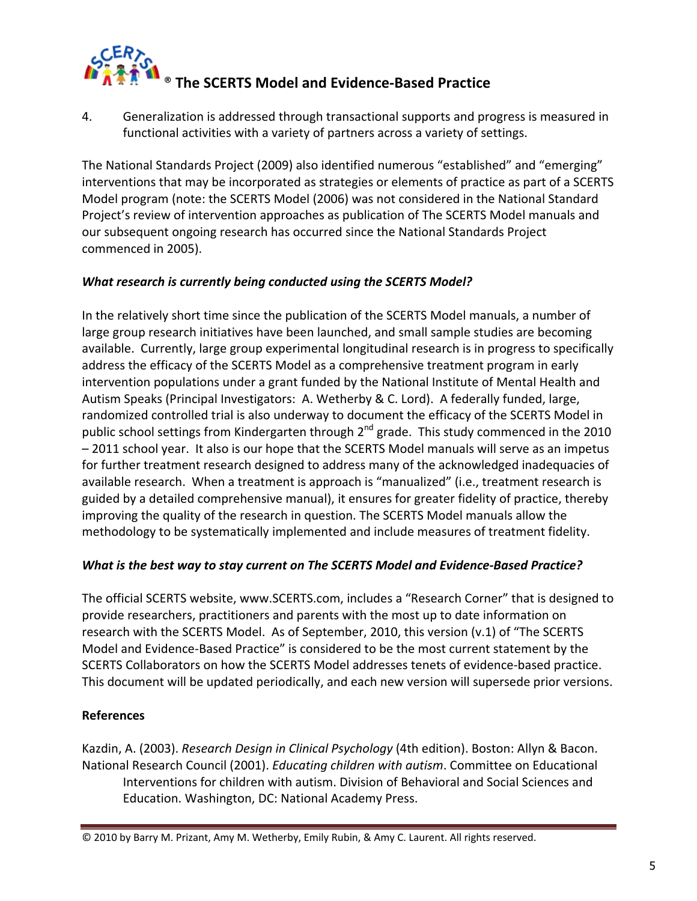4. Generalization is addressed through transactional supports and progress is measured in functional activities with a variety of partners across a variety of settings.

The National Standards Project (2009) also identified numerous "established" and "emerging" interventions that may be incorporated as strategies or elements of practice as part of a SCERTS Model program (note: the SCERTS Model (2006) was not considered in the National Standard Project's review of intervention approaches as publication of The SCERTS Model manuals and our subsequent ongoing research has occurred since the National Standards Project commenced in 2005).

***What research is currently being conducted using the SCERTS Model?***

In the relatively short time since the publication of the SCERTS Model manuals, a number of large group research initiatives have been launched, and small sample studies are becoming available. Currently, large group experimental longitudinal research is in progress to specifically address the efficacy of the SCERTS Model as a comprehensive treatment program in early intervention populations under a grant funded by the National Institute of Mental Health and Autism Speaks (Principal Investigators: A. Wetherby & C. Lord). A federally funded, large, randomized controlled trial is also underway to document the efficacy of the SCERTS Model in public school settings from Kindergarten through 2nd grade. This study commenced in the 2010 – 2011 school year. It also is our hope that the SCERTS Model manuals will serve as an impetus for further treatment research designed to address many of the acknowledged inadequacies of available research. When a treatment is approach is "manualized" (i.e., treatment research is guided by a detailed comprehensive manual), it ensures for greater fidelity of practice, thereby improving the quality of the research in question. The SCERTS Model manuals allow the methodology to be systematically implemented and include measures of treatment fidelity.

***What is the best way to stay current on The SCERTS Model and Evidence-Based Practice?***

The official SCERTS website, www.SCERTS.com, includes a "Research Corner" that is designed to provide researchers, practitioners and parents with the most up to date information on research with the SCERTS Model. As of September, 2010, this version (v.1) of "The SCERTS Model and Evidence-Based Practice" is considered to be the most current statement by the SCERTS Collaborators on how the SCERTS Model addresses tenets of evidence-based practice. This document will be updated periodically, and each new version will supersede prior versions.

**References**

Kazdin, A. (2003). *Research Design in Clinical Psychology* (4th edition). Boston: Allyn & Bacon.

National Research Council (2001). *Educating children with autism*. Committee on Educational Interventions for children with autism. Division of Behavioral and Social Sciences and Education. Washington, DC: National Academy Press.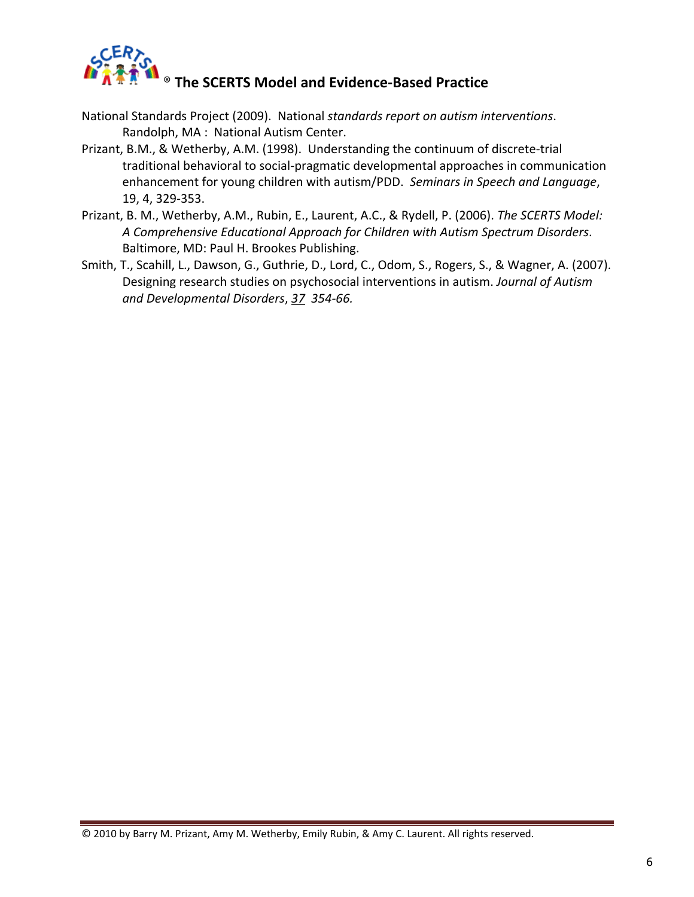National Standards Project (2009). National *standards report on autism interventions*. Randolph, MA : National Autism Center.

Prizant, B.M., & Wetherby, A.M. (1998). Understanding the continuum of discrete-trial traditional behavioral to social-pragmatic developmental approaches in communication enhancement for young children with autism/PDD. *Seminars in Speech and Language*, 19, 4, 329-353.

Prizant, B. M., Wetherby, A.M., Rubin, E., Laurent, A.C., & Rydell, P. (2006). *The SCERTS Model: A Comprehensive Educational Approach for Children with Autism Spectrum Disorders*. Baltimore, MD: Paul H. Brookes Publishing.

Smith, T., Scahill, L., Dawson, G., Guthrie, D., Lord, C., Odom, S., Rogers, S., & Wagner, A. (2007). Designing research studies on psychosocial interventions in autism. *Journal of Autism and Developmental Disorders*, *37 354-66.*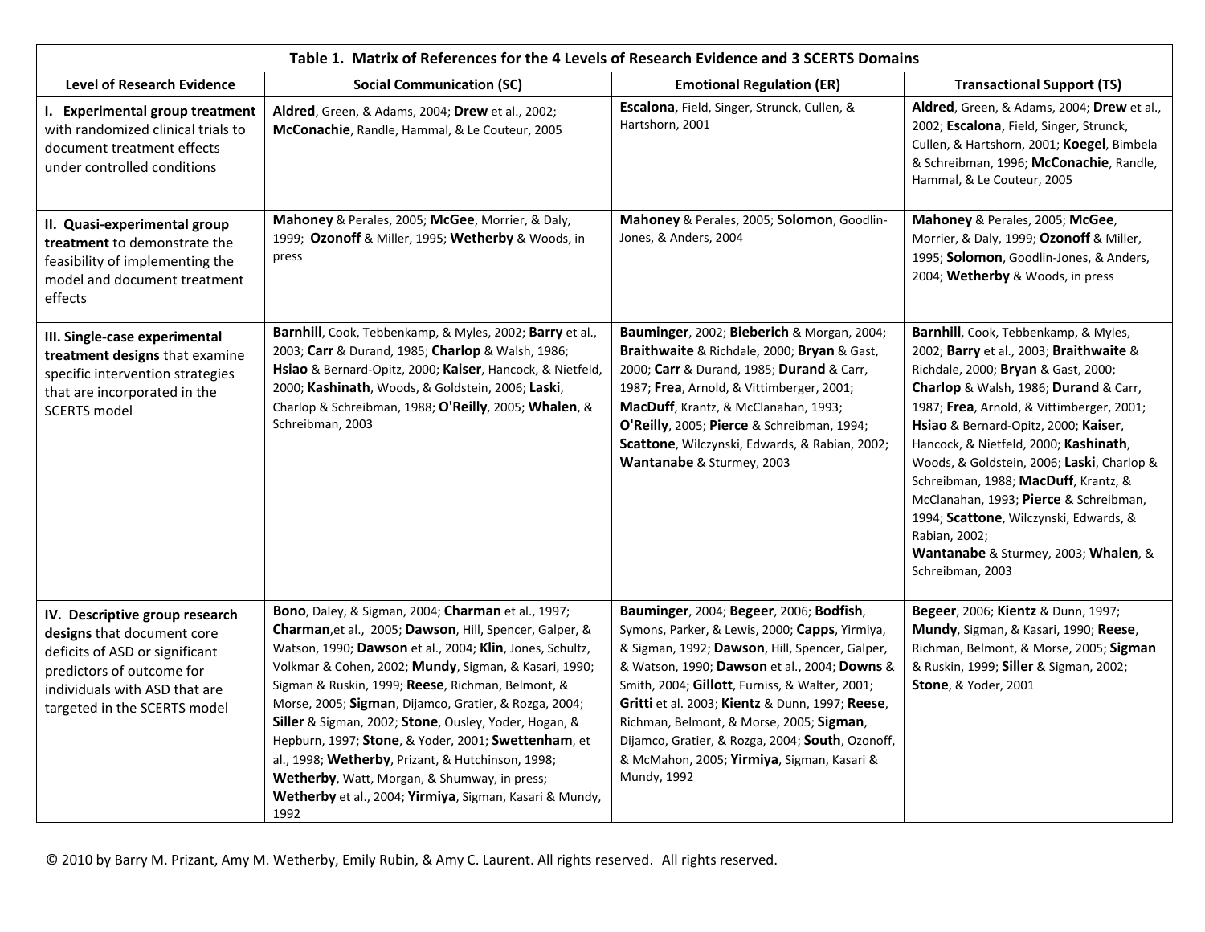| Table 1. Matrix of References for the 4 Levels of Research Evidence and 3 SCERTS Domains | | | |
|---|---|---|---|
| **Level of Research Evidence** | **Social Communication (SC)** | **Emotional Regulation (ER)** | **Transactional Support (TS)** |
| **I. Experimental group treatment** with randomized clinical trials to document treatment effects under controlled conditions | **Aldred**, Green, & Adams, 2004; **Drew** et al., 2002; **McConachie**, Randle, Hammal, & Le Couteur, 2005 | **Escalona**, Field, Singer, Strunck, Cullen, & Hartshorn, 2001 | **Aldred**, Green, & Adams, 2004; **Drew** et al., 2002; **Escalona**, Field, Singer, Strunck, Cullen, & Hartshorn, 2001; **Koegel**, Bimbela & Schreibman, 1996; **McConachie**, Randle, Hammal, & Le Couteur, 2005 |
| **II. Quasi-experimental group treatment** to demonstrate the feasibility of implementing the model and document treatment effects | **Mahoney** & Perales, 2005; **McGee**, Morrier, & Daly, 1999; **Ozonoff** & Miller, 1995; **Wetherby** & Woods, in press | **Mahoney** & Perales, 2005; **Solomon**, Goodlin-Jones, & Anders, 2004 | **Mahoney** & Perales, 2005; **McGee**, Morrier, & Daly, 1999; **Ozonoff** & Miller, 1995; **Solomon**, Goodlin-Jones, & Anders, 2004; **Wetherby** & Woods, in press |
| **III. Single-case experimental treatment designs** that examine specific intervention strategies that are incorporated in the SCERTS model | **Barnhill**, Cook, Tebbenkamp, & Myles, 2002; **Barry** et al., 2003; **Carr** & Durand, 1985; **Charlop** & Walsh, 1986; **Hsiao** & Bernard-Opitz, 2000; **Kaiser**, Hancock, & Nietfeld, 2000; **Kashinath**, Woods, & Goldstein, 2006; **Laski**, Charlop & Schreibman, 1988; **O'Reilly**, 2005; **Whalen**, & Schreibman, 2003 | **Bauminger**, 2002; **Bieberich** & Morgan, 2004; **Braithwaite** & Richdale, 2000; **Bryan** & Gast, 2000; **Carr** & Durand, 1985; **Durand** & Carr, 1987; **Frea**, Arnold, & Vittimberger, 2001; **MacDuff**, Krantz, & McClanahan, 1993; **O'Reilly**, 2005; **Pierce** & Schreibman, 1994; **Scattone**, Wilczynski, Edwards, & Rabian, 2002; **Wantanabe** & Sturmey, 2003 | **Barnhill**, Cook, Tebbenkamp, & Myles, 2002; **Barry** et al., 2003; **Braithwaite** & Richdale, 2000; **Bryan** & Gast, 2000; **Charlop** & Walsh, 1986; **Durand** & Carr, 1987; **Frea**, Arnold, & Vittimberger, 2001; **Hsiao** & Bernard-Opitz, 2000; **Kaiser**, Hancock, & Nietfeld, 2000; **Kashinath**, Woods, & Goldstein, 2006; **Laski**, Charlop & Schreibman, 1988; **MacDuff**, Krantz, & McClanahan, 1993; **Pierce** & Schreibman, 1994; **Scattone**, Wilczynski, Edwards, & Rabian, 2002; **Wantanabe** & Sturmey, 2003; **Whalen**, & Schreibman, 2003 |
| **IV. Descriptive group research designs** that document core deficits of ASD or significant predictors of outcome for individuals with ASD that are targeted in the SCERTS model | **Bono**, Daley, & Sigman, 2004; **Charman** et al., 1997; **Charman**,et al., 2005; **Dawson**, Hill, Spencer, Galper, & Watson, 1990; **Dawson** et al., 2004; **Klin**, Jones, Schultz, Volkmar & Cohen, 2002; **Mundy**, Sigman, & Kasari, 1990; Sigman & Ruskin, 1999; **Reese**, Richman, Belmont, & Morse, 2005; **Sigman**, Dijamco, Gratier, & Rozga, 2004; **Siller** & Sigman, 2002; **Stone**, Ousley, Yoder, Hogan, & Hepburn, 1997; **Stone**, & Yoder, 2001; **Swettenham**, et al., 1998; **Wetherby**, Prizant, & Hutchinson, 1998; **Wetherby**, Watt, Morgan, & Shumway, in press; **Wetherby** et al., 2004; **Yirmiya**, Sigman, Kasari & Mundy, 1992 | **Bauminger**, 2004; **Begeer**, 2006; **Bodfish**, Symons, Parker, & Lewis, 2000; **Capps**, Yirmiya, & Sigman, 1992; **Dawson**, Hill, Spencer, Galper, & Watson, 1990; **Dawson** et al., 2004; **Downs** & Smith, 2004; **Gillott**, Furniss, & Walter, 2001; **Gritti** et al. 2003; **Kientz** & Dunn, 1997; **Reese**, Richman, Belmont, & Morse, 2005; **Sigman**, Dijamco, Gratier, & Rozga, 2004; **South**, Ozonoff, & McMahon, 2005; **Yirmiya**, Sigman, Kasari & Mundy, 1992 | **Begeer**, 2006; **Kientz** & Dunn, 1997; **Mundy**, Sigman, & Kasari, 1990; **Reese**, Richman, Belmont, & Morse, 2005; **Sigman** & Ruskin, 1999; **Siller** & Sigman, 2002; **Stone**, & Yoder, 2001 |

© 2010 by Barry M. Prizant, Amy M. Wetherby, Emily Rubin, & Amy C. Laurent. All rights reserved. All rights reserved.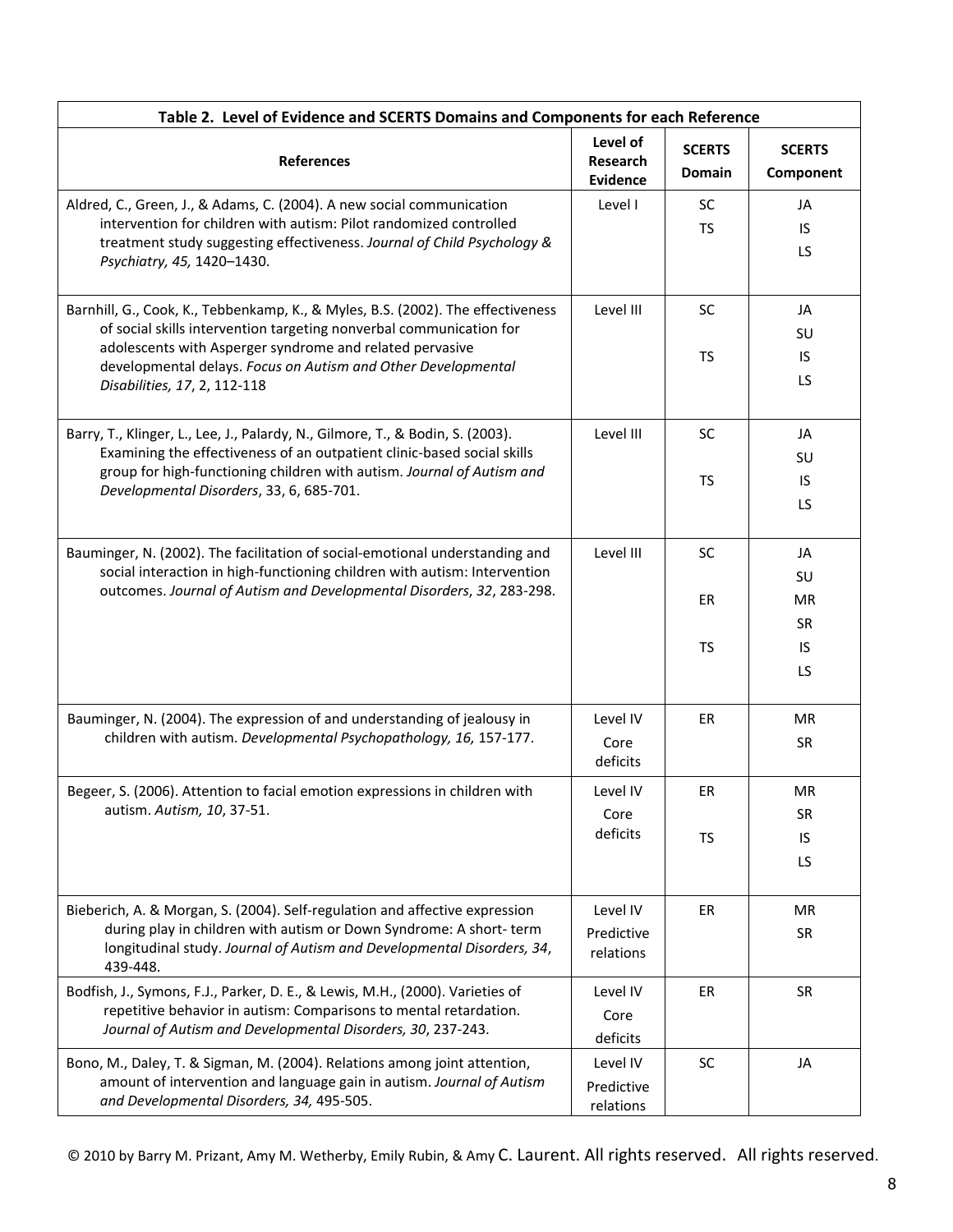| Table 2. Level of Evidence and SCERTS Domains and Components for each Reference | | | |
|---|---|---|---|
| **References** | **Level of Research Evidence** | **SCERTS Domain** | **SCERTS Component** |
| Aldred, C., Green, J., & Adams, C. (2004). A new social communication intervention for children with autism: Pilot randomized controlled treatment study suggesting effectiveness. *Journal of Child Psychology & Psychiatry, 45,* 1420–1430. | Level I | SC<br>TS | JA<br>IS<br>LS |
| Barnhill, G., Cook, K., Tebbenkamp, K., & Myles, B.S. (2002). The effectiveness of social skills intervention targeting nonverbal communication for adolescents with Asperger syndrome and related pervasive developmental delays. *Focus on Autism and Other Developmental Disabilities, 17*, 2, 112-118 | Level III | SC<br>TS | JA<br>SU<br>IS<br>LS |
| Barry, T., Klinger, L., Lee, J., Palardy, N., Gilmore, T., & Bodin, S. (2003). Examining the effectiveness of an outpatient clinic-based social skills group for high-functioning children with autism. *Journal of Autism and Developmental Disorders*, 33, 6, 685-701. | Level III | SC<br>TS | JA<br>SU<br>IS<br>LS |
| Bauminger, N. (2002). The facilitation of social-emotional understanding and social interaction in high-functioning children with autism: Intervention outcomes. *Journal of Autism and Developmental Disorders*, *32*, 283-298. | Level III | SC<br>ER<br>TS | JA<br>SU<br>MR<br>SR<br>IS<br>LS |
| Bauminger, N. (2004). The expression of and understanding of jealousy in children with autism. *Developmental Psychopathology, 16,* 157-177. | Level IV<br>Core deficits | ER | MR<br>SR |
| Begeer, S. (2006). Attention to facial emotion expressions in children with autism. *Autism, 10*, 37-51. | Level IV<br>Core deficits | ER<br>TS | MR<br>SR<br>IS<br>LS |
| Bieberich, A. & Morgan, S. (2004). Self-regulation and affective expression during play in children with autism or Down Syndrome: A short- term longitudinal study. *Journal of Autism and Developmental Disorders, 34*, 439-448. | Level IV<br>Predictive relations | ER | MR<br>SR |
| Bodfish, J., Symons, F.J., Parker, D. E., & Lewis, M.H., (2000). Varieties of repetitive behavior in autism: Comparisons to mental retardation. *Journal of Autism and Developmental Disorders, 30*, 237-243. | Level IV<br>Core deficits | ER | SR |
| Bono, M., Daley, T. & Sigman, M. (2004). Relations among joint attention, amount of intervention and language gain in autism. *Journal of Autism and Developmental Disorders, 34,* 495-505. | Level IV<br>Predictive relations | SC | JA |

© 2010 by Barry M. Prizant, Amy M. Wetherby, Emily Rubin, & Amy C. Laurent. All rights reserved. All rights reserved.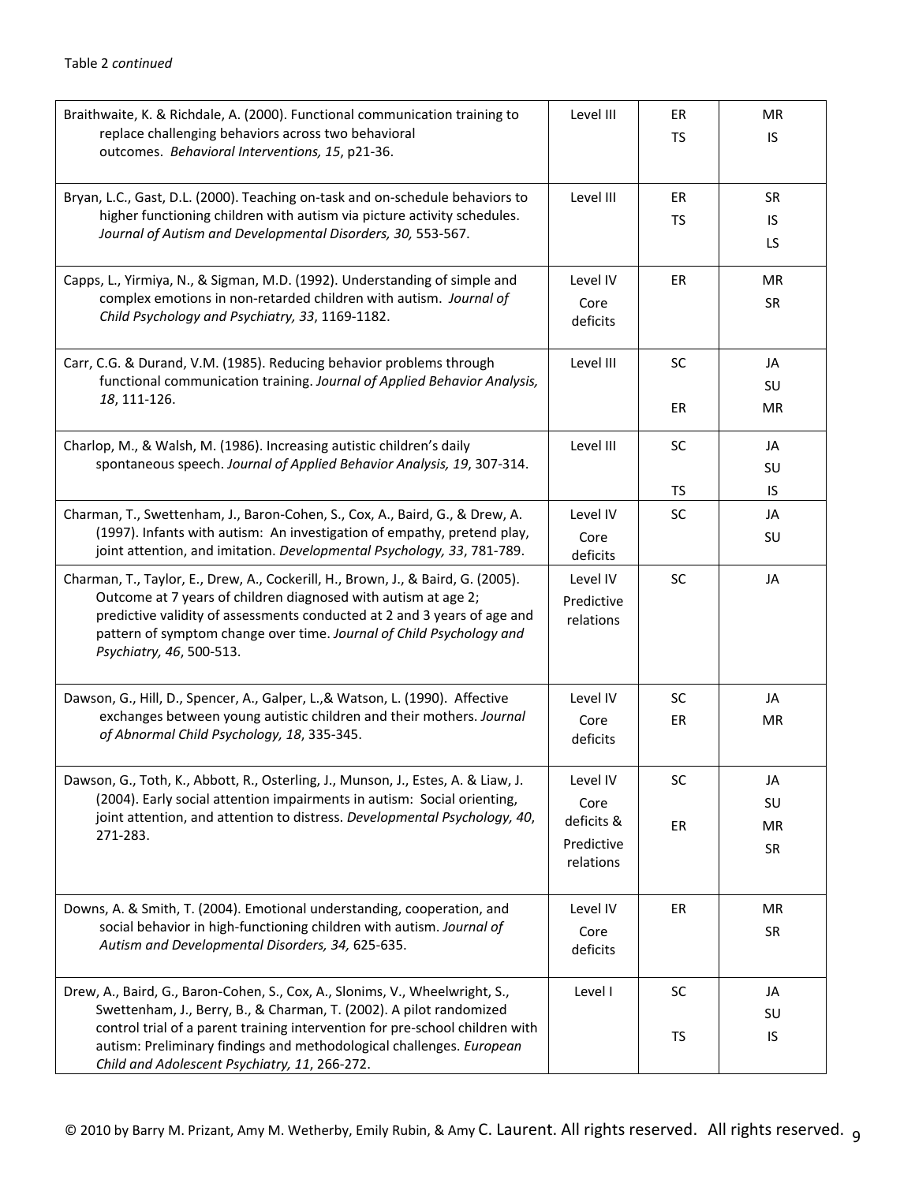Table 2 *continued*

| | | | |
|---|---|---|---|
| Braithwaite, K. & Richdale, A. (2000). Functional communication training to replace challenging behaviors across two behavioral outcomes. *Behavioral Interventions, 15*, p21-36. | Level III | ER<br>TS | MR<br>IS |
| Bryan, L.C., Gast, D.L. (2000). Teaching on-task and on-schedule behaviors to higher functioning children with autism via picture activity schedules. *Journal of Autism and Developmental Disorders, 30,* 553-567. | Level III | ER<br>TS | SR<br>IS<br>LS |
| Capps, L., Yirmiya, N., & Sigman, M.D. (1992). Understanding of simple and complex emotions in non-retarded children with autism. *Journal of Child Psychology and Psychiatry, 33*, 1169-1182. | Level IV<br>Core deficits | ER | MR<br>SR |
| Carr, C.G. & Durand, V.M. (1985). Reducing behavior problems through functional communication training. *Journal of Applied Behavior Analysis, 18*, 111-126. | Level III | SC<br>ER | JA<br>SU<br>MR |
| Charlop, M., & Walsh, M. (1986). Increasing autistic children's daily spontaneous speech. *Journal of Applied Behavior Analysis, 19*, 307-314. | Level III | SC<br>TS | JA<br>SU<br>IS |
| Charman, T., Swettenham, J., Baron-Cohen, S., Cox, A., Baird, G., & Drew, A. (1997). Infants with autism: An investigation of empathy, pretend play, joint attention, and imitation. *Developmental Psychology, 33*, 781-789. | Level IV<br>Core deficits | SC | JA<br>SU |
| Charman, T., Taylor, E., Drew, A., Cockerill, H., Brown, J., & Baird, G. (2005). Outcome at 7 years of children diagnosed with autism at age 2; predictive validity of assessments conducted at 2 and 3 years of age and pattern of symptom change over time. *Journal of Child Psychology and Psychiatry, 46*, 500-513. | Level IV<br>Predictive relations | SC | JA |
| Dawson, G., Hill, D., Spencer, A., Galper, L.,& Watson, L. (1990). Affective exchanges between young autistic children and their mothers. *Journal of Abnormal Child Psychology, 18*, 335-345. | Level IV<br>Core deficits | SC<br>ER | JA<br>MR |
| Dawson, G., Toth, K., Abbott, R., Osterling, J., Munson, J., Estes, A. & Liaw, J. (2004). Early social attention impairments in autism: Social orienting, joint attention, and attention to distress. *Developmental Psychology, 40*, 271-283. | Level IV<br>Core deficits &<br>Predictive relations | SC<br>ER | JA<br>SU<br>MR<br>SR |
| Downs, A. & Smith, T. (2004). Emotional understanding, cooperation, and social behavior in high-functioning children with autism. *Journal of Autism and Developmental Disorders, 34,* 625-635. | Level IV<br>Core deficits | ER | MR<br>SR |
| Drew, A., Baird, G., Baron-Cohen, S., Cox, A., Slonims, V., Wheelwright, S., Swettenham, J., Berry, B., & Charman, T. (2002). A pilot randomized control trial of a parent training intervention for pre-school children with autism: Preliminary findings and methodological challenges. *European Child and Adolescent Psychiatry, 11*, 266-272. | Level I | SC<br>TS | JA<br>SU<br>IS |

© 2010 by Barry M. Prizant, Amy M. Wetherby, Emily Rubin, & Amy C. Laurent. All rights reserved. All rights reserved.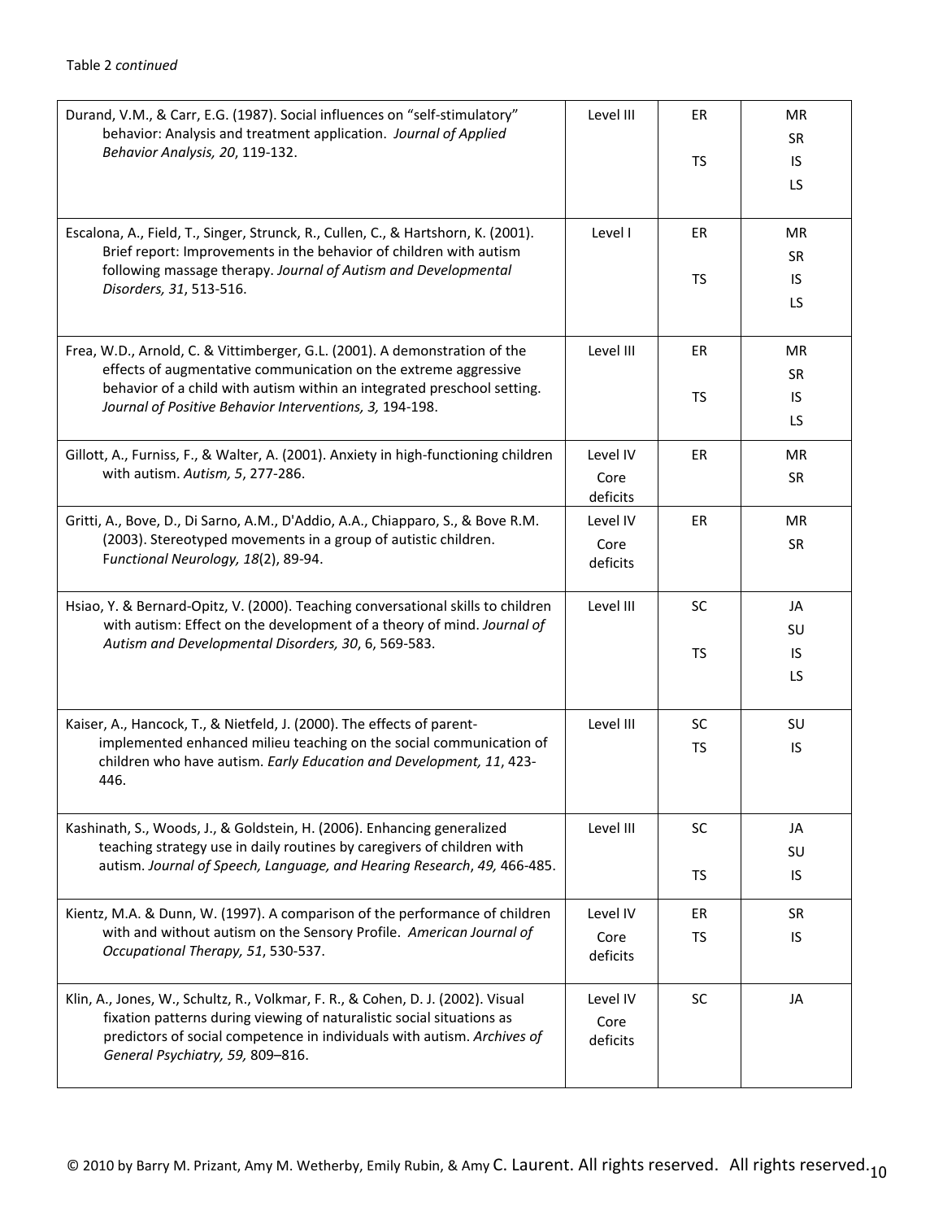Table 2 *continued*

| | | | |
|---|---|---|---|
| Durand, V.M., & Carr, E.G. (1987). Social influences on "self-stimulatory" behavior: Analysis and treatment application. *Journal of Applied Behavior Analysis, 20*, 119-132. | Level III | ER<br>TS | MR<br>SR<br>IS<br>LS |
| Escalona, A., Field, T., Singer, Strunck, R., Cullen, C., & Hartshorn, K. (2001). Brief report: Improvements in the behavior of children with autism following massage therapy. *Journal of Autism and Developmental Disorders, 31*, 513-516. | Level I | ER<br>TS | MR<br>SR<br>IS<br>LS |
| Frea, W.D., Arnold, C. & Vittimberger, G.L. (2001). A demonstration of the effects of augmentative communication on the extreme aggressive behavior of a child with autism within an integrated preschool setting. *Journal of Positive Behavior Interventions, 3,* 194-198. | Level III | ER<br>TS | MR<br>SR<br>IS<br>LS |
| Gillott, A., Furniss, F., & Walter, A. (2001). Anxiety in high-functioning children with autism. *Autism, 5*, 277-286. | Level IV<br>Core deficits | ER | MR<br>SR |
| Gritti, A., Bove, D., Di Sarno, A.M., D'Addio, A.A., Chiapparo, S., & Bove R.M. (2003). Stereotyped movements in a group of autistic children. *Functional Neurology, 18*(2), 89-94. | Level IV<br>Core deficits | ER | MR<br>SR |
| Hsiao, Y. & Bernard-Opitz, V. (2000). Teaching conversational skills to children with autism: Effect on the development of a theory of mind. *Journal of Autism and Developmental Disorders, 30*, 6, 569-583. | Level III | SC<br>TS | JA<br>SU<br>IS<br>LS |
| Kaiser, A., Hancock, T., & Nietfeld, J. (2000). The effects of parent-implemented enhanced milieu teaching on the social communication of children who have autism. *Early Education and Development, 11*, 423-446. | Level III | SC<br>TS | SU<br>IS |
| Kashinath, S., Woods, J., & Goldstein, H. (2006). Enhancing generalized teaching strategy use in daily routines by caregivers of children with autism. *Journal of Speech, Language, and Hearing Research*, *49,* 466-485. | Level III | SC<br>TS | JA<br>SU<br>IS |
| Kientz, M.A. & Dunn, W. (1997). A comparison of the performance of children with and without autism on the Sensory Profile. *American Journal of Occupational Therapy, 51*, 530-537. | Level IV<br>Core deficits | ER<br>TS | SR<br>IS |
| Klin, A., Jones, W., Schultz, R., Volkmar, F. R., & Cohen, D. J. (2002). Visual fixation patterns during viewing of naturalistic social situations as predictors of social competence in individuals with autism. *Archives of General Psychiatry, 59,* 809–816. | Level IV<br>Core deficits | SC | JA |

© 2010 by Barry M. Prizant, Amy M. Wetherby, Emily Rubin, & Amy C. Laurent. All rights reserved. All rights reserved.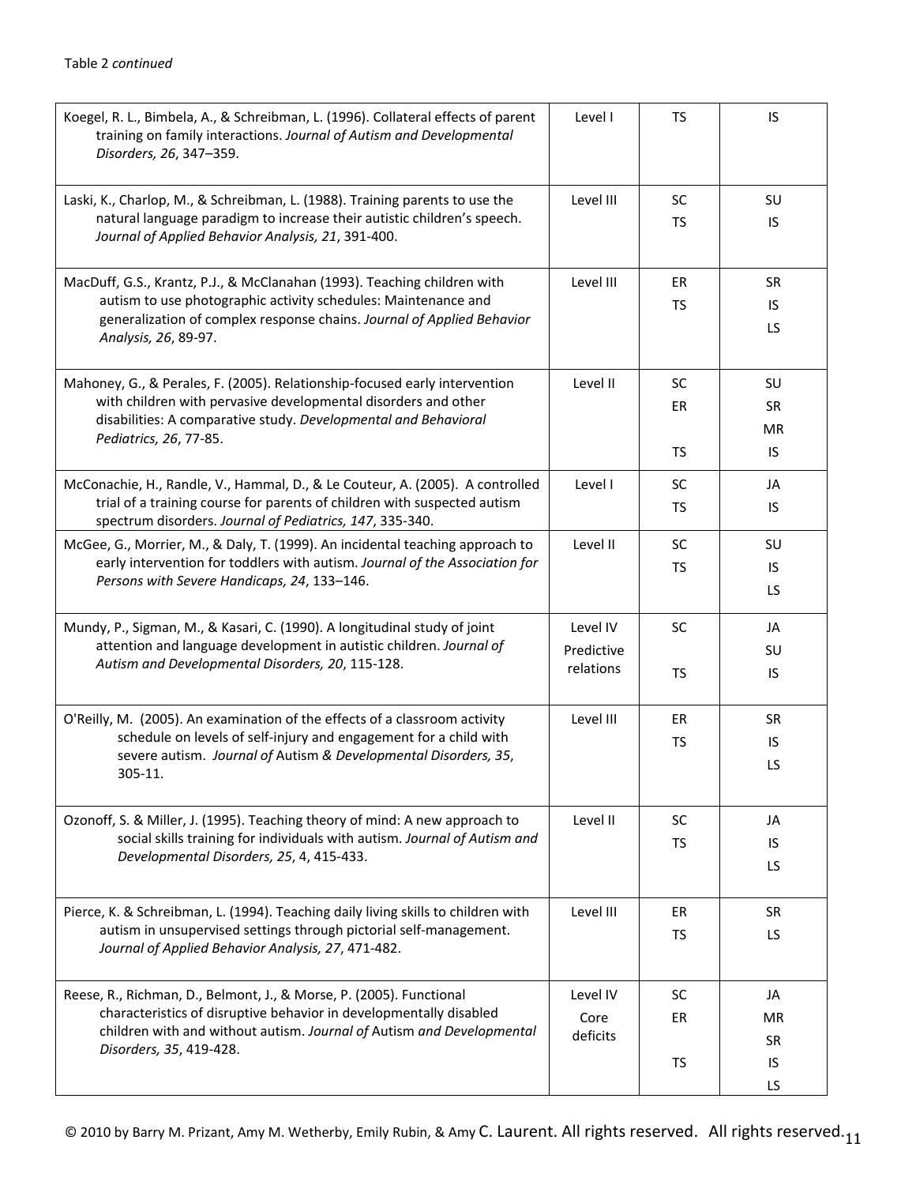Table 2 *continued*

| | | | |
|---|---|---|---|
| Koegel, R. L., Bimbela, A., & Schreibman, L. (1996). Collateral effects of parent training on family interactions. *Journal of Autism and Developmental Disorders, 26*, 347–359. | Level I | TS | IS |
| Laski, K., Charlop, M., & Schreibman, L. (1988). Training parents to use the natural language paradigm to increase their autistic children's speech. *Journal of Applied Behavior Analysis, 21*, 391-400. | Level III | SC<br>TS | SU<br>IS |
| MacDuff, G.S., Krantz, P.J., & McClanahan (1993). Teaching children with autism to use photographic activity schedules: Maintenance and generalization of complex response chains. *Journal of Applied Behavior Analysis, 26*, 89-97. | Level III | ER<br>TS | SR<br>IS<br>LS |
| Mahoney, G., & Perales, F. (2005). Relationship-focused early intervention with children with pervasive developmental disorders and other disabilities: A comparative study. *Developmental and Behavioral Pediatrics, 26*, 77-85. | Level II | SC<br>ER<br>TS | SU<br>SR<br>MR<br>IS |
| McConachie, H., Randle, V., Hammal, D., & Le Couteur, A. (2005). A controlled trial of a training course for parents of children with suspected autism spectrum disorders. *Journal of Pediatrics, 147*, 335-340. | Level I | SC<br>TS | JA<br>IS |
| McGee, G., Morrier, M., & Daly, T. (1999). An incidental teaching approach to early intervention for toddlers with autism. *Journal of the Association for Persons with Severe Handicaps, 24*, 133–146. | Level II | SC<br>TS | SU<br>IS<br>LS |
| Mundy, P., Sigman, M., & Kasari, C. (1990). A longitudinal study of joint attention and language development in autistic children. *Journal of Autism and Developmental Disorders, 20*, 115-128. | Level IV<br>Predictive relations | SC<br>TS | JA<br>SU<br>IS |
| O'Reilly, M. (2005). An examination of the effects of a classroom activity schedule on levels of self-injury and engagement for a child with severe autism. *Journal of* Autism *& Developmental Disorders, 35*, 305-11. | Level III | ER<br>TS | SR<br>IS<br>LS |
| Ozonoff, S. & Miller, J. (1995). Teaching theory of mind: A new approach to social skills training for individuals with autism. *Journal of Autism and Developmental Disorders, 25*, 4, 415-433. | Level II | SC<br>TS | JA<br>IS<br>LS |
| Pierce, K. & Schreibman, L. (1994). Teaching daily living skills to children with autism in unsupervised settings through pictorial self-management. *Journal of Applied Behavior Analysis, 27*, 471-482. | Level III | ER<br>TS | SR<br>LS |
| Reese, R., Richman, D., Belmont, J., & Morse, P. (2005). Functional characteristics of disruptive behavior in developmentally disabled children with and without autism. *Journal of* Autism *and Developmental Disorders, 35*, 419-428. | Level IV<br>Core deficits | SC<br>ER<br>TS | JA<br>MR<br>SR<br>IS<br>LS |

© 2010 by Barry M. Prizant, Amy M. Wetherby, Emily Rubin, & Amy C. Laurent. All rights reserved. All rights reserved.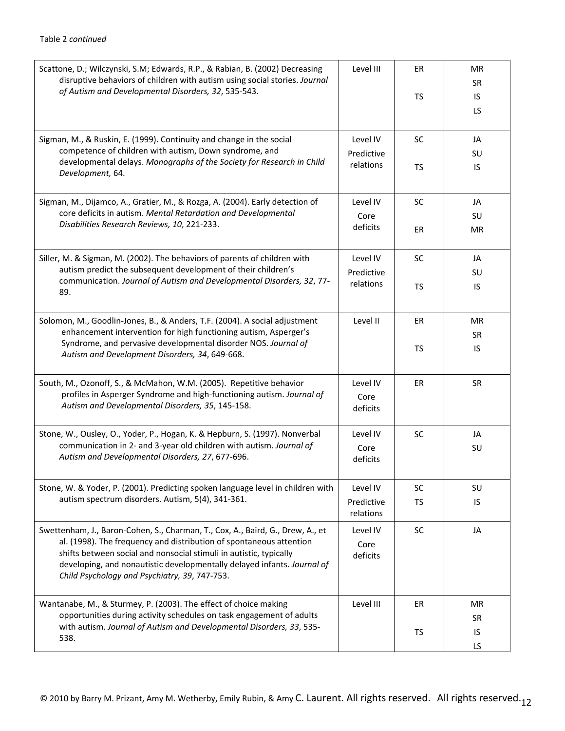Table 2 *continued*

| | | | |
|---|---|---|---|
| Scattone, D.; Wilczynski, S.M; Edwards, R.P., & Rabian, B. (2002) Decreasing disruptive behaviors of children with autism using social stories. *Journal of Autism and Developmental Disorders, 32*, 535-543. | Level III | ER<br>TS | MR<br>SR<br>IS<br>LS |
| Sigman, M., & Ruskin, E. (1999). Continuity and change in the social competence of children with autism, Down syndrome, and developmental delays. *Monographs of the Society for Research in Child Development,* 64. | Level IV<br>Predictive relations | SC<br>TS | JA<br>SU<br>IS |
| Sigman, M., Dijamco, A., Gratier, M., & Rozga, A. (2004). Early detection of core deficits in autism. *Mental Retardation and Developmental Disabilities Research Reviews, 10*, 221-233. | Level IV<br>Core deficits | SC<br>ER | JA<br>SU<br>MR |
| Siller, M. & Sigman, M. (2002). The behaviors of parents of children with autism predict the subsequent development of their children's communication. *Journal of Autism and Developmental Disorders, 32*, 77-89. | Level IV<br>Predictive relations | SC<br>TS | JA<br>SU<br>IS |
| Solomon, M., Goodlin-Jones, B., & Anders, T.F. (2004). A social adjustment enhancement intervention for high functioning autism, Asperger's Syndrome, and pervasive developmental disorder NOS. *Journal of Autism and Development Disorders, 34*, 649-668. | Level II | ER<br>TS | MR<br>SR<br>IS |
| South, M., Ozonoff, S., & McMahon, W.M. (2005). Repetitive behavior profiles in Asperger Syndrome and high-functioning autism. *Journal of Autism and Developmental Disorders, 35*, 145-158. | Level IV<br>Core deficits | ER | SR |
| Stone, W., Ousley, O., Yoder, P., Hogan, K. & Hepburn, S. (1997). Nonverbal communication in 2- and 3-year old children with autism. *Journal of Autism and Developmental Disorders, 27*, 677-696. | Level IV<br>Core deficits | SC | JA<br>SU |
| Stone, W. & Yoder, P. (2001). Predicting spoken language level in children with autism spectrum disorders. Autism, 5(4), 341-361. | Level IV<br>Predictive relations | SC<br>TS | SU<br>IS |
| Swettenham, J., Baron-Cohen, S., Charman, T., Cox, A., Baird, G., Drew, A., et al. (1998). The frequency and distribution of spontaneous attention shifts between social and nonsocial stimuli in autistic, typically developing, and nonautistic developmentally delayed infants. *Journal of Child Psychology and Psychiatry, 39*, 747-753. | Level IV<br>Core deficits | SC | JA |
| Wantanabe, M., & Sturmey, P. (2003). The effect of choice making opportunities during activity schedules on task engagement of adults with autism. *Journal of Autism and Developmental Disorders, 33*, 535-538. | Level III | ER<br>TS | MR<br>SR<br>IS<br>LS |

© 2010 by Barry M. Prizant, Amy M. Wetherby, Emily Rubin, & Amy C. Laurent. All rights reserved. All rights reserved.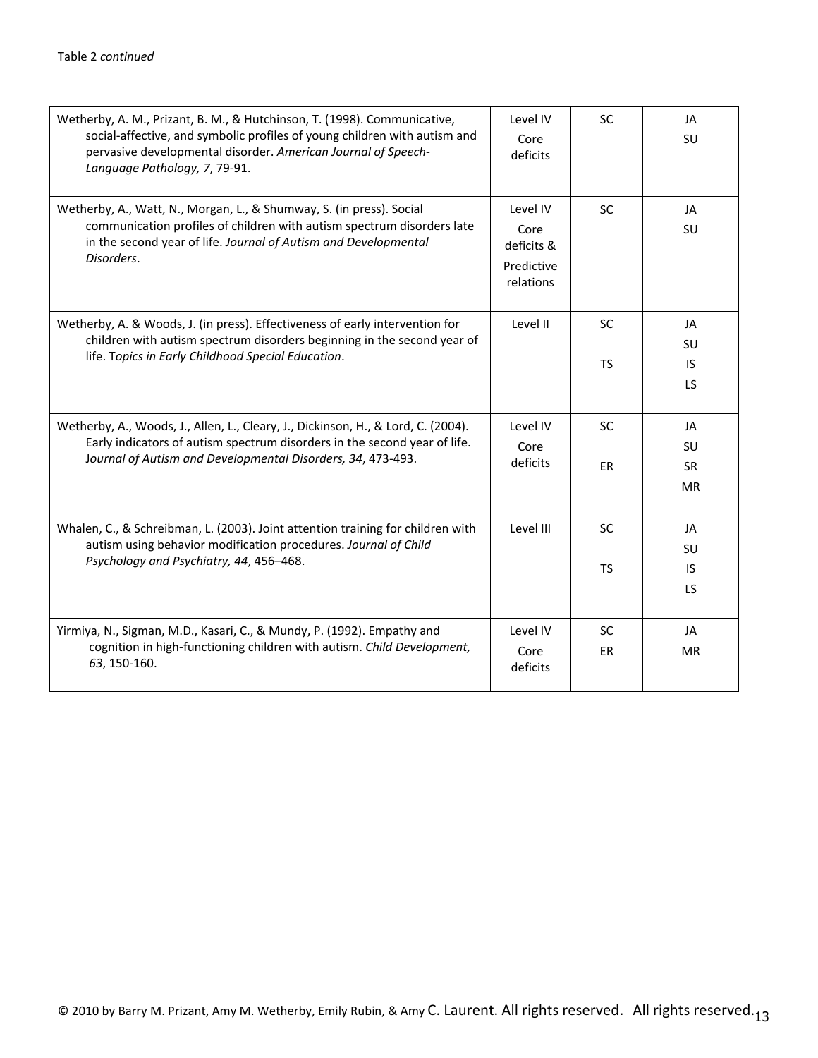Table 2 *continued*

| | | | |
|---|---|---|---|
| Wetherby, A. M., Prizant, B. M., & Hutchinson, T. (1998). Communicative, social-affective, and symbolic profiles of young children with autism and pervasive developmental disorder. *American Journal of Speech-Language Pathology, 7*, 79-91. | Level IV Core deficits | SC | JA SU |
| Wetherby, A., Watt, N., Morgan, L., & Shumway, S. (in press). Social communication profiles of children with autism spectrum disorders late in the second year of life. *Journal of Autism and Developmental Disorders*. | Level IV Core deficits & Predictive relations | SC | JA SU |
| Wetherby, A. & Woods, J. (in press). Effectiveness of early intervention for children with autism spectrum disorders beginning in the second year of life. T*opics in Early Childhood Special Education*. | Level II | SC TS | JA SU IS LS |
| Wetherby, A., Woods, J., Allen, L., Cleary, J., Dickinson, H., & Lord, C. (2004). Early indicators of autism spectrum disorders in the second year of life. J*ournal of Autism and Developmental Disorders, 34*, 473-493. | Level IV Core deficits | SC ER | JA SU SR MR |
| Whalen, C., & Schreibman, L. (2003). Joint attention training for children with autism using behavior modification procedures. *Journal of Child Psychology and Psychiatry, 44*, 456–468. | Level III | SC TS | JA SU IS LS |
| Yirmiya, N., Sigman, M.D., Kasari, C., & Mundy, P. (1992). Empathy and cognition in high-functioning children with autism. *Child Development, 63*, 150-160. | Level IV Core deficits | SC ER | JA MR |

© 2010 by Barry M. Prizant, Amy M. Wetherby, Emily Rubin, & Amy C. Laurent. All rights reserved. All rights reserved.